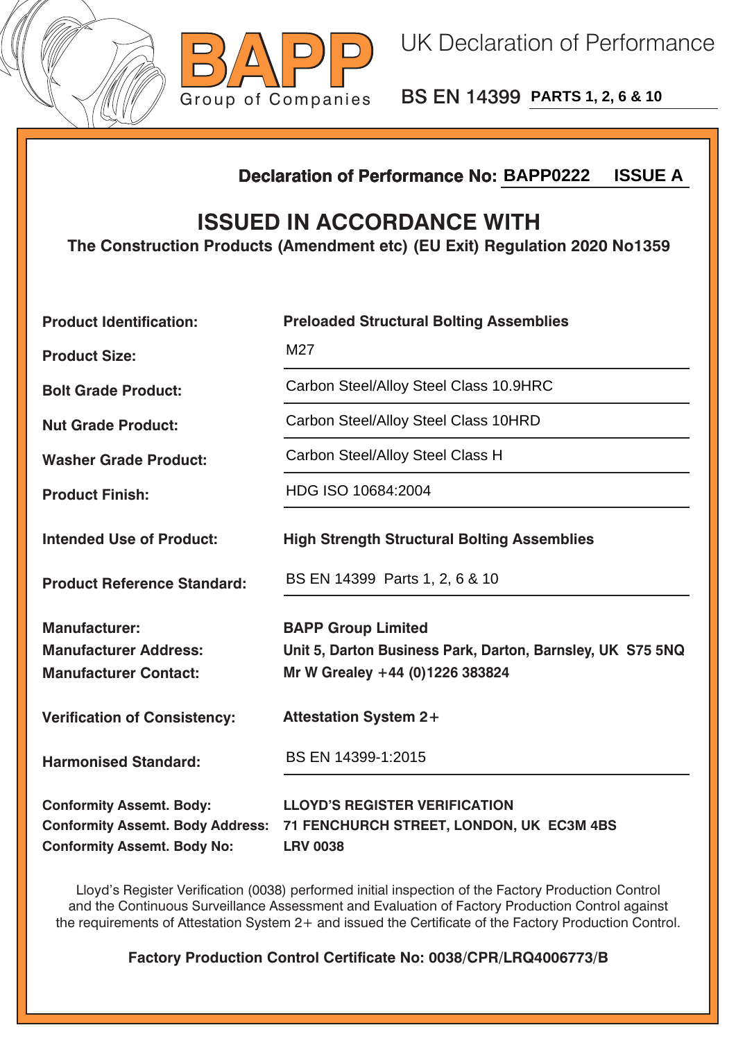**BAPP**
Group of Companies

# UK Declaration of Performance

## BS EN 14399 PARTS 1, 2, 6 & 10

**Declaration of Performance No: BAPP0222 ISSUE A**

## ISSUED IN ACCORDANCE WITH

**The Construction Products (Amendment etc) (EU Exit) Regulation 2020 No1359**

| | |
|---|---|
| **Product Identification:** | **Preloaded Structural Bolting Assemblies** |
| **Product Size:** | M27 |
| **Bolt Grade Product:** | Carbon Steel/Alloy Steel Class 10.9HRC |
| **Nut Grade Product:** | Carbon Steel/Alloy Steel Class 10HRD |
| **Washer Grade Product:** | Carbon Steel/Alloy Steel Class H |
| **Product Finish:** | HDG ISO 10684:2004 |
| **Intended Use of Product:** | **High Strength Structural Bolting Assemblies** |
| **Product Reference Standard:** | BS EN 14399 Parts 1, 2, 6 & 10 |
| **Manufacturer:** | **BAPP Group Limited** |
| **Manufacturer Address:** | **Unit 5, Darton Business Park, Darton, Barnsley, UK S75 5NQ** |
| **Manufacturer Contact:** | **Mr W Grealey +44 (0)1226 383824** |
| **Verification of Consistency:** | **Attestation System 2+** |
| **Harmonised Standard:** | BS EN 14399-1:2015 |
| **Conformity Assemt. Body:** | **LLOYD'S REGISTER VERIFICATION** |
| **Conformity Assemt. Body Address:** | **71 FENCHURCH STREET, LONDON, UK EC3M 4BS** |
| **Conformity Assemt. Body No:** | **LRV 0038** |

Lloyd's Register Verification (0038) performed initial inspection of the Factory Production Control and the Continuous Surveillance Assessment and Evaluation of Factory Production Control against the requirements of Attestation System 2+ and issued the Certificate of the Factory Production Control.

**Factory Production Control Certificate No: 0038/CPR/LRQ4006773/B**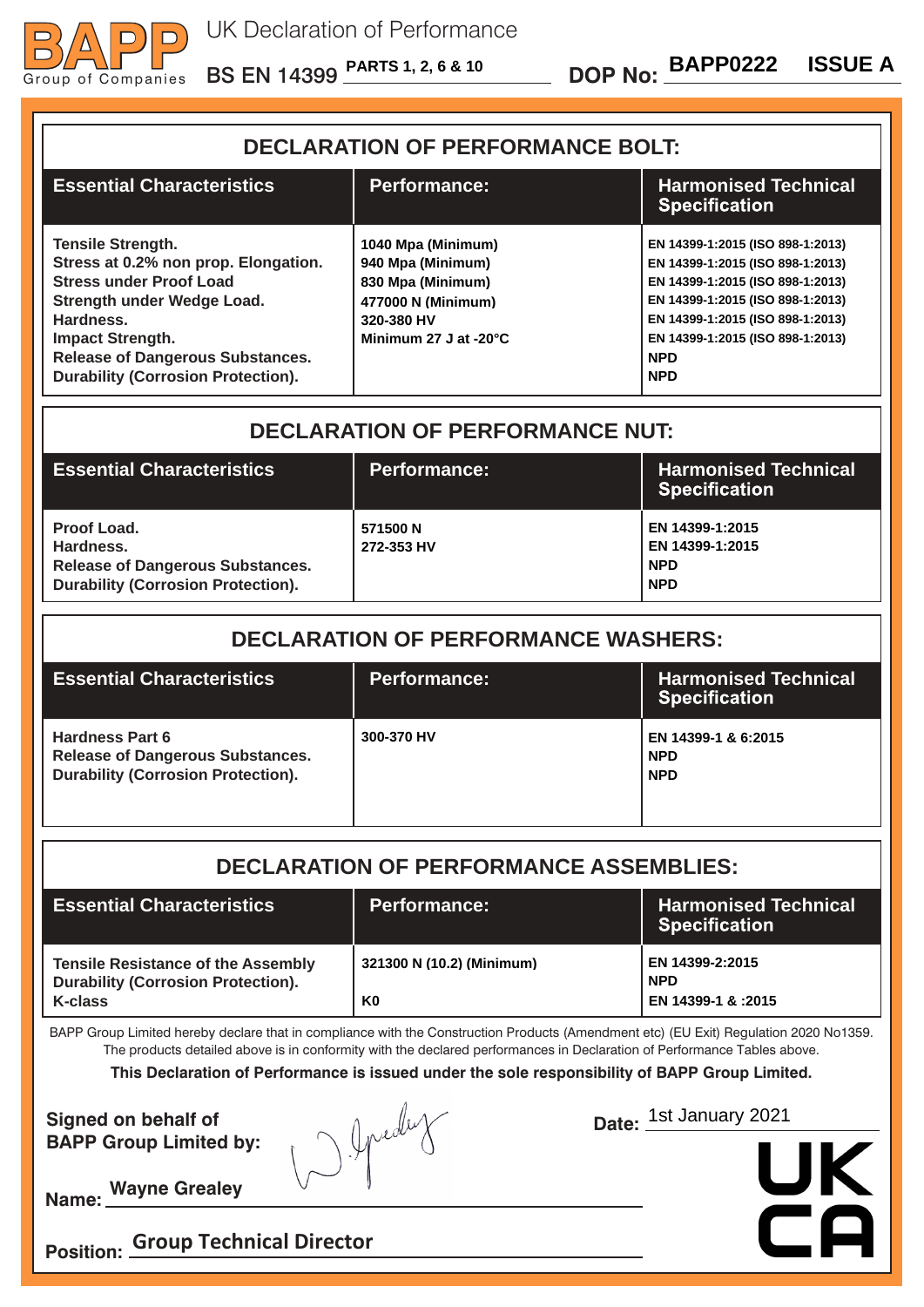BAPP Group of Companies

UK Declaration of Performance

BS EN 14399 PARTS 1, 2, 6 & 10 DOP No: BAPP0222 ISSUE A

## DECLARATION OF PERFORMANCE BOLT:

| Essential Characteristics | Performance: | Harmonised Technical Specification |
|---|---|---|
| Tensile Strength. | 1040 Mpa (Minimum) | EN 14399-1:2015 (ISO 898-1:2013) |
| Stress at 0.2% non prop. Elongation. | 940 Mpa (Minimum) | EN 14399-1:2015 (ISO 898-1:2013) |
| Stress under Proof Load | 830 Mpa (Minimum) | EN 14399-1:2015 (ISO 898-1:2013) |
| Strength under Wedge Load. | 477000 N (Minimum) | EN 14399-1:2015 (ISO 898-1:2013) |
| Hardness. | 320-380 HV | EN 14399-1:2015 (ISO 898-1:2013) |
| Impact Strength. | Minimum 27 J at -20°C | EN 14399-1:2015 (ISO 898-1:2013) |
| Release of Dangerous Substances. | | NPD |
| Durability (Corrosion Protection). | | NPD |

## DECLARATION OF PERFORMANCE NUT:

| Essential Characteristics | Performance: | Harmonised Technical Specification |
|---|---|---|
| Proof Load. | 571500 N | EN 14399-1:2015 |
| Hardness. | 272-353 HV | EN 14399-1:2015 |
| Release of Dangerous Substances. | | NPD |
| Durability (Corrosion Protection). | | NPD |

## DECLARATION OF PERFORMANCE WASHERS:

| Essential Characteristics | Performance: | Harmonised Technical Specification |
|---|---|---|
| Hardness Part 6 | 300-370 HV | EN 14399-1 & 6:2015 |
| Release of Dangerous Substances. | | NPD |
| Durability (Corrosion Protection). | | NPD |

## DECLARATION OF PERFORMANCE ASSEMBLIES:

| Essential Characteristics | Performance: | Harmonised Technical Specification |
|---|---|---|
| Tensile Resistance of the Assembly | 321300 N (10.2) (Minimum) | EN 14399-2:2015 |
| Durability (Corrosion Protection). | | NPD |
| K-class | K0 | EN 14399-1 & :2015 |

BAPP Group Limited hereby declare that in compliance with the Construction Products (Amendment etc) (EU Exit) Regulation 2020 No1359. The products detailed above is in conformity with the declared performances in Declaration of Performance Tables above.

**This Declaration of Performance is issued under the sole responsibility of BAPP Group Limited.**

**Signed on behalf of BAPP Group Limited by:**

**Date:** 1st January 2021

**Name:** Wayne Grealey

**Position:** Group Technical Director

UK CA